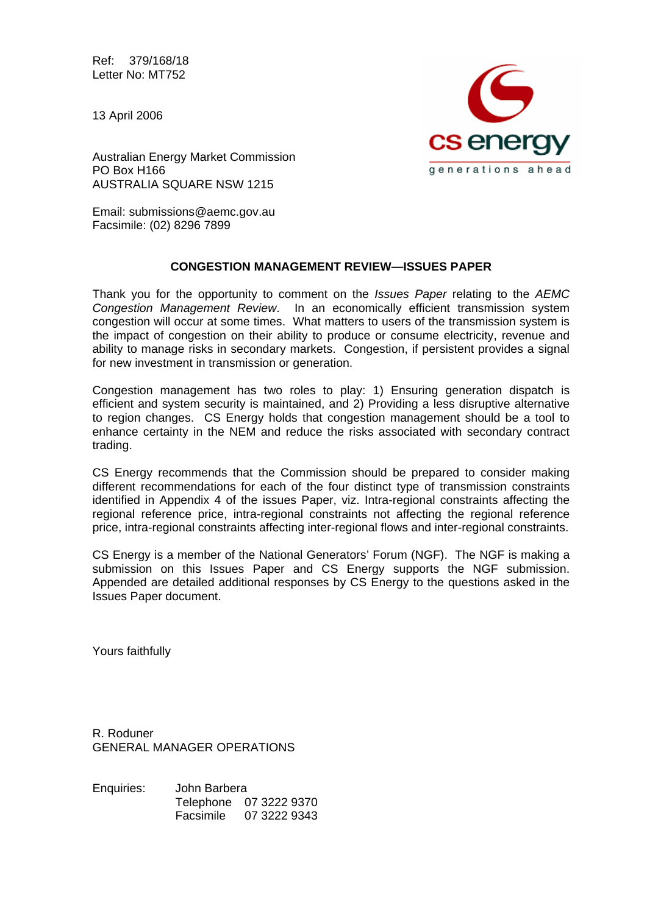Ref: 379/168/18
Letter No: MT752

13 April 2006

cs energy
generations ahead

Australian Energy Market Commission
PO Box H166
AUSTRALIA SQUARE NSW 1215

Email: submissions@aemc.gov.au
Facsimile: (02) 8296 7899

**CONGESTION MANAGEMENT REVIEW—ISSUES PAPER**

Thank you for the opportunity to comment on the *Issues Paper* relating to the *AEMC Congestion Management Review*. In an economically efficient transmission system congestion will occur at some times. What matters to users of the transmission system is the impact of congestion on their ability to produce or consume electricity, revenue and ability to manage risks in secondary markets. Congestion, if persistent provides a signal for new investment in transmission or generation.

Congestion management has two roles to play: 1) Ensuring generation dispatch is efficient and system security is maintained, and 2) Providing a less disruptive alternative to region changes. CS Energy holds that congestion management should be a tool to enhance certainty in the NEM and reduce the risks associated with secondary contract trading.

CS Energy recommends that the Commission should be prepared to consider making different recommendations for each of the four distinct type of transmission constraints identified in Appendix 4 of the issues Paper, viz. Intra-regional constraints affecting the regional reference price, intra-regional constraints not affecting the regional reference price, intra-regional constraints affecting inter-regional flows and inter-regional constraints.

CS Energy is a member of the National Generators' Forum (NGF). The NGF is making a submission on this Issues Paper and CS Energy supports the NGF submission. Appended are detailed additional responses by CS Energy to the questions asked in the Issues Paper document.

Yours faithfully

R. Roduner
GENERAL MANAGER OPERATIONS

Enquiries: John Barbera
Telephone 07 3222 9370
Facsimile 07 3222 9343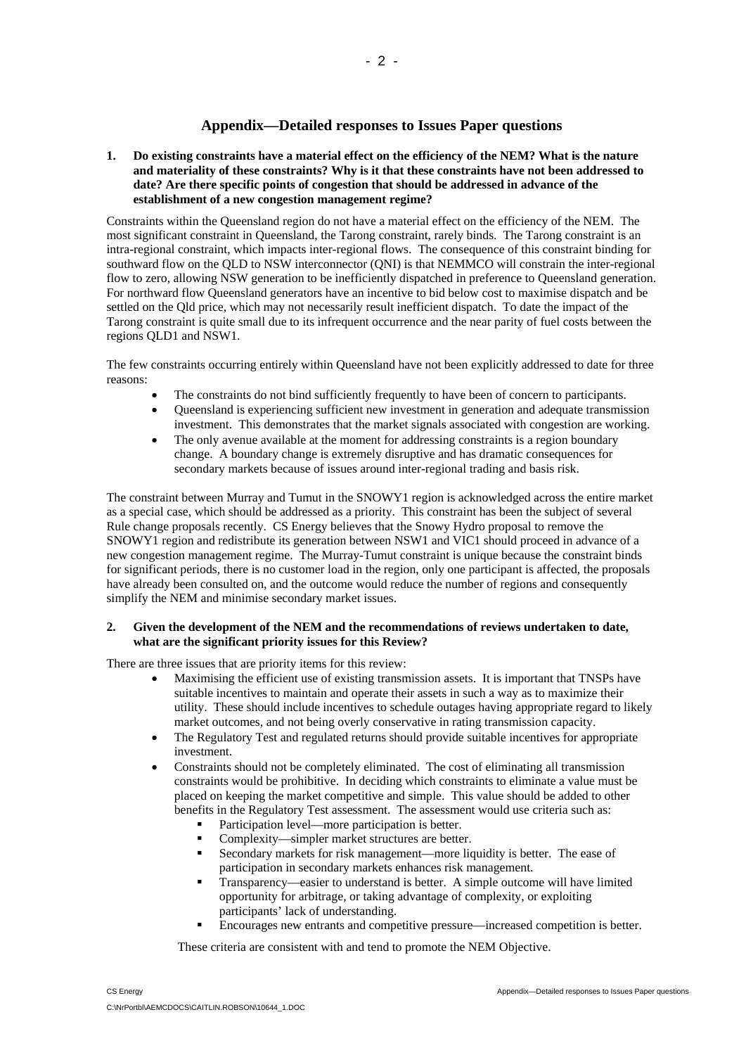## Appendix—Detailed responses to Issues Paper questions

**1. Do existing constraints have a material effect on the efficiency of the NEM? What is the nature and materiality of these constraints? Why is it that these constraints have not been addressed to date? Are there specific points of congestion that should be addressed in advance of the establishment of a new congestion management regime?**

Constraints within the Queensland region do not have a material effect on the efficiency of the NEM. The most significant constraint in Queensland, the Tarong constraint, rarely binds. The Tarong constraint is an intra-regional constraint, which impacts inter-regional flows. The consequence of this constraint binding for southward flow on the QLD to NSW interconnector (QNI) is that NEMMCO will constrain the inter-regional flow to zero, allowing NSW generation to be inefficiently dispatched in preference to Queensland generation. For northward flow Queensland generators have an incentive to bid below cost to maximise dispatch and be settled on the Qld price, which may not necessarily result inefficient dispatch. To date the impact of the Tarong constraint is quite small due to its infrequent occurrence and the near parity of fuel costs between the regions QLD1 and NSW1.

The few constraints occurring entirely within Queensland have not been explicitly addressed to date for three reasons:

- The constraints do not bind sufficiently frequently to have been of concern to participants.
- Queensland is experiencing sufficient new investment in generation and adequate transmission investment. This demonstrates that the market signals associated with congestion are working.
- The only avenue available at the moment for addressing constraints is a region boundary change. A boundary change is extremely disruptive and has dramatic consequences for secondary markets because of issues around inter-regional trading and basis risk.

The constraint between Murray and Tumut in the SNOWY1 region is acknowledged across the entire market as a special case, which should be addressed as a priority. This constraint has been the subject of several Rule change proposals recently. CS Energy believes that the Snowy Hydro proposal to remove the SNOWY1 region and redistribute its generation between NSW1 and VIC1 should proceed in advance of a new congestion management regime. The Murray-Tumut constraint is unique because the constraint binds for significant periods, there is no customer load in the region, only one participant is affected, the proposals have already been consulted on, and the outcome would reduce the number of regions and consequently simplify the NEM and minimise secondary market issues.

**2. Given the development of the NEM and the recommendations of reviews undertaken to date, what are the significant priority issues for this Review?**

There are three issues that are priority items for this review:

- Maximising the efficient use of existing transmission assets. It is important that TNSPs have suitable incentives to maintain and operate their assets in such a way as to maximize their utility. These should include incentives to schedule outages having appropriate regard to likely market outcomes, and not being overly conservative in rating transmission capacity.
- The Regulatory Test and regulated returns should provide suitable incentives for appropriate investment.
- Constraints should not be completely eliminated. The cost of eliminating all transmission constraints would be prohibitive. In deciding which constraints to eliminate a value must be placed on keeping the market competitive and simple. This value should be added to other benefits in the Regulatory Test assessment. The assessment would use criteria such as:
  - Participation level—more participation is better.
  - Complexity—simpler market structures are better.
  - Secondary markets for risk management—more liquidity is better. The ease of participation in secondary markets enhances risk management.
  - Transparency—easier to understand is better. A simple outcome will have limited opportunity for arbitrage, or taking advantage of complexity, or exploiting participants' lack of understanding.
  - Encourages new entrants and competitive pressure—increased competition is better.

These criteria are consistent with and tend to promote the NEM Objective.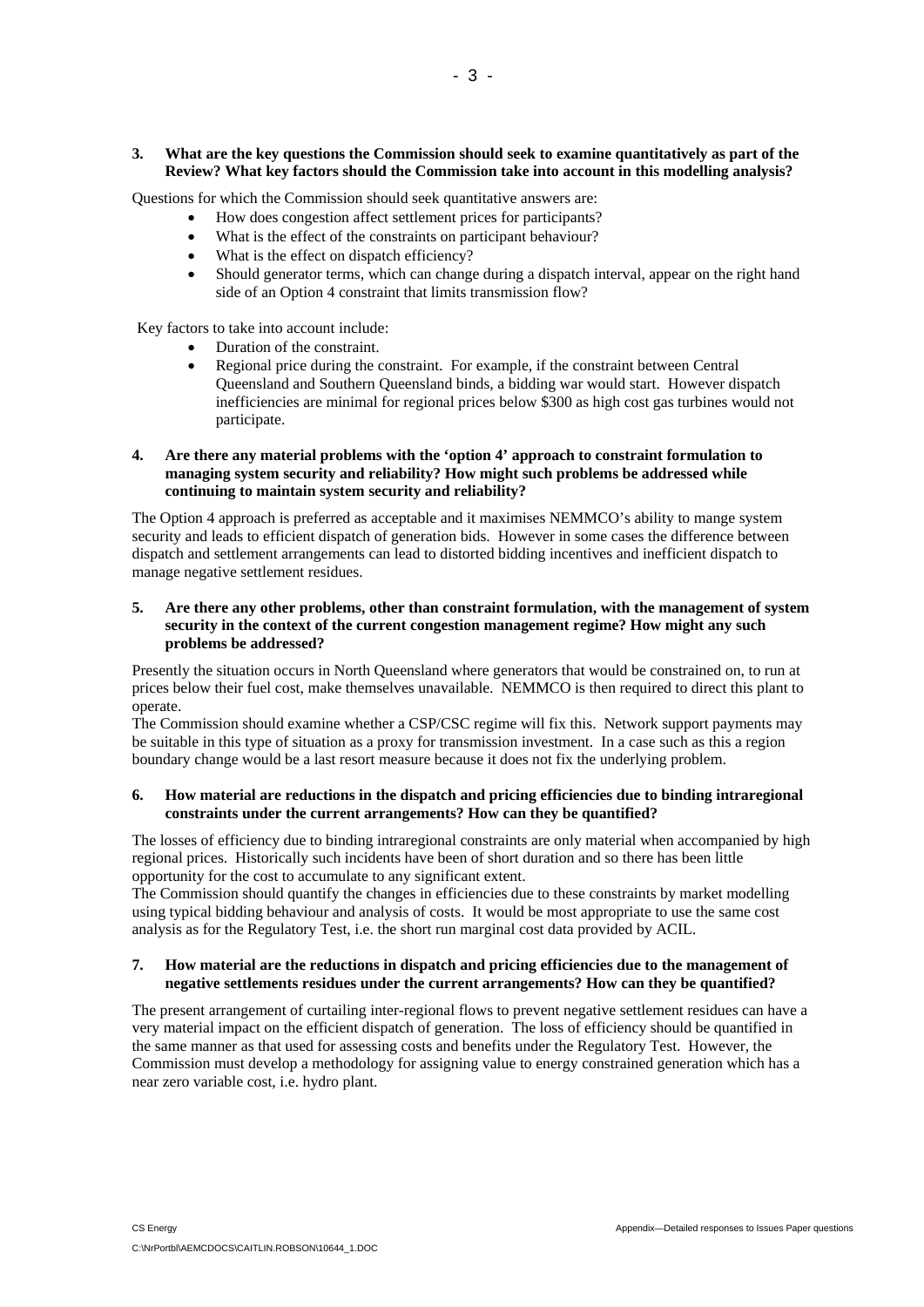**3. What are the key questions the Commission should seek to examine quantitatively as part of the Review? What key factors should the Commission take into account in this modelling analysis?**

Questions for which the Commission should seek quantitative answers are:

- How does congestion affect settlement prices for participants?
- What is the effect of the constraints on participant behaviour?
- What is the effect on dispatch efficiency?
- Should generator terms, which can change during a dispatch interval, appear on the right hand side of an Option 4 constraint that limits transmission flow?

Key factors to take into account include:

- Duration of the constraint.
- Regional price during the constraint. For example, if the constraint between Central Queensland and Southern Queensland binds, a bidding war would start. However dispatch inefficiencies are minimal for regional prices below \$300 as high cost gas turbines would not participate.

**4. Are there any material problems with the 'option 4' approach to constraint formulation to managing system security and reliability? How might such problems be addressed while continuing to maintain system security and reliability?**

The Option 4 approach is preferred as acceptable and it maximises NEMMCO's ability to mange system security and leads to efficient dispatch of generation bids. However in some cases the difference between dispatch and settlement arrangements can lead to distorted bidding incentives and inefficient dispatch to manage negative settlement residues.

**5. Are there any other problems, other than constraint formulation, with the management of system security in the context of the current congestion management regime? How might any such problems be addressed?**

Presently the situation occurs in North Queensland where generators that would be constrained on, to run at prices below their fuel cost, make themselves unavailable. NEMMCO is then required to direct this plant to operate.

The Commission should examine whether a CSP/CSC regime will fix this. Network support payments may be suitable in this type of situation as a proxy for transmission investment. In a case such as this a region boundary change would be a last resort measure because it does not fix the underlying problem.

**6. How material are reductions in the dispatch and pricing efficiencies due to binding intraregional constraints under the current arrangements? How can they be quantified?**

The losses of efficiency due to binding intraregional constraints are only material when accompanied by high regional prices. Historically such incidents have been of short duration and so there has been little opportunity for the cost to accumulate to any significant extent.

The Commission should quantify the changes in efficiencies due to these constraints by market modelling using typical bidding behaviour and analysis of costs. It would be most appropriate to use the same cost analysis as for the Regulatory Test, i.e. the short run marginal cost data provided by ACIL.

**7. How material are the reductions in dispatch and pricing efficiencies due to the management of negative settlements residues under the current arrangements? How can they be quantified?**

The present arrangement of curtailing inter-regional flows to prevent negative settlement residues can have a very material impact on the efficient dispatch of generation. The loss of efficiency should be quantified in the same manner as that used for assessing costs and benefits under the Regulatory Test. However, the Commission must develop a methodology for assigning value to energy constrained generation which has a near zero variable cost, i.e. hydro plant.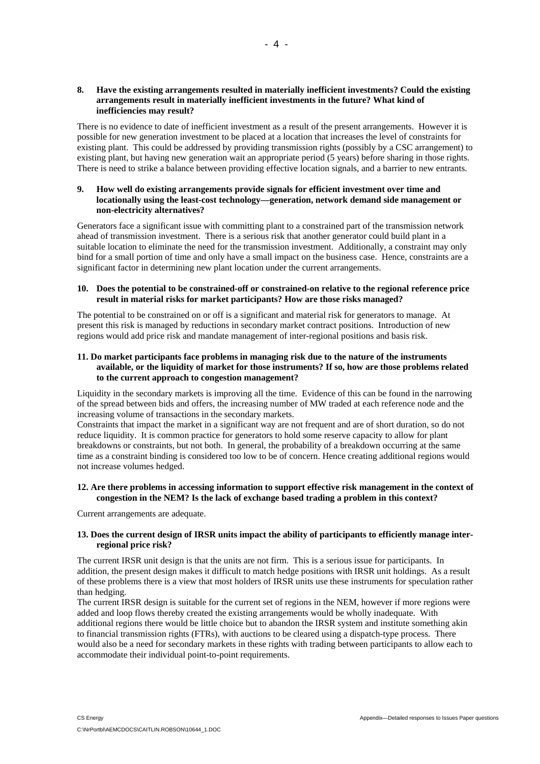**8. Have the existing arrangements resulted in materially inefficient investments? Could the existing arrangements result in materially inefficient investments in the future? What kind of inefficiencies may result?**

There is no evidence to date of inefficient investment as a result of the present arrangements. However it is possible for new generation investment to be placed at a location that increases the level of constraints for existing plant. This could be addressed by providing transmission rights (possibly by a CSC arrangement) to existing plant, but having new generation wait an appropriate period (5 years) before sharing in those rights. There is need to strike a balance between providing effective location signals, and a barrier to new entrants.

**9. How well do existing arrangements provide signals for efficient investment over time and locationally using the least-cost technology—generation, network demand side management or non-electricity alternatives?**

Generators face a significant issue with committing plant to a constrained part of the transmission network ahead of transmission investment. There is a serious risk that another generator could build plant in a suitable location to eliminate the need for the transmission investment. Additionally, a constraint may only bind for a small portion of time and only have a small impact on the business case. Hence, constraints are a significant factor in determining new plant location under the current arrangements.

**10. Does the potential to be constrained-off or constrained-on relative to the regional reference price result in material risks for market participants? How are those risks managed?**

The potential to be constrained on or off is a significant and material risk for generators to manage. At present this risk is managed by reductions in secondary market contract positions. Introduction of new regions would add price risk and mandate management of inter-regional positions and basis risk.

**11. Do market participants face problems in managing risk due to the nature of the instruments available, or the liquidity of market for those instruments? If so, how are those problems related to the current approach to congestion management?**

Liquidity in the secondary markets is improving all the time. Evidence of this can be found in the narrowing of the spread between bids and offers, the increasing number of MW traded at each reference node and the increasing volume of transactions in the secondary markets.

Constraints that impact the market in a significant way are not frequent and are of short duration, so do not reduce liquidity. It is common practice for generators to hold some reserve capacity to allow for plant breakdowns or constraints, but not both. In general, the probability of a breakdown occurring at the same time as a constraint binding is considered too low to be of concern. Hence creating additional regions would not increase volumes hedged.

**12. Are there problems in accessing information to support effective risk management in the context of congestion in the NEM? Is the lack of exchange based trading a problem in this context?**

Current arrangements are adequate.

**13. Does the current design of IRSR units impact the ability of participants to efficiently manage inter-regional price risk?**

The current IRSR unit design is that the units are not firm. This is a serious issue for participants. In addition, the present design makes it difficult to match hedge positions with IRSR unit holdings. As a result of these problems there is a view that most holders of IRSR units use these instruments for speculation rather than hedging.

The current IRSR design is suitable for the current set of regions in the NEM, however if more regions were added and loop flows thereby created the existing arrangements would be wholly inadequate. With additional regions there would be little choice but to abandon the IRSR system and institute something akin to financial transmission rights (FTRs), with auctions to be cleared using a dispatch-type process. There would also be a need for secondary markets in these rights with trading between participants to allow each to accommodate their individual point-to-point requirements.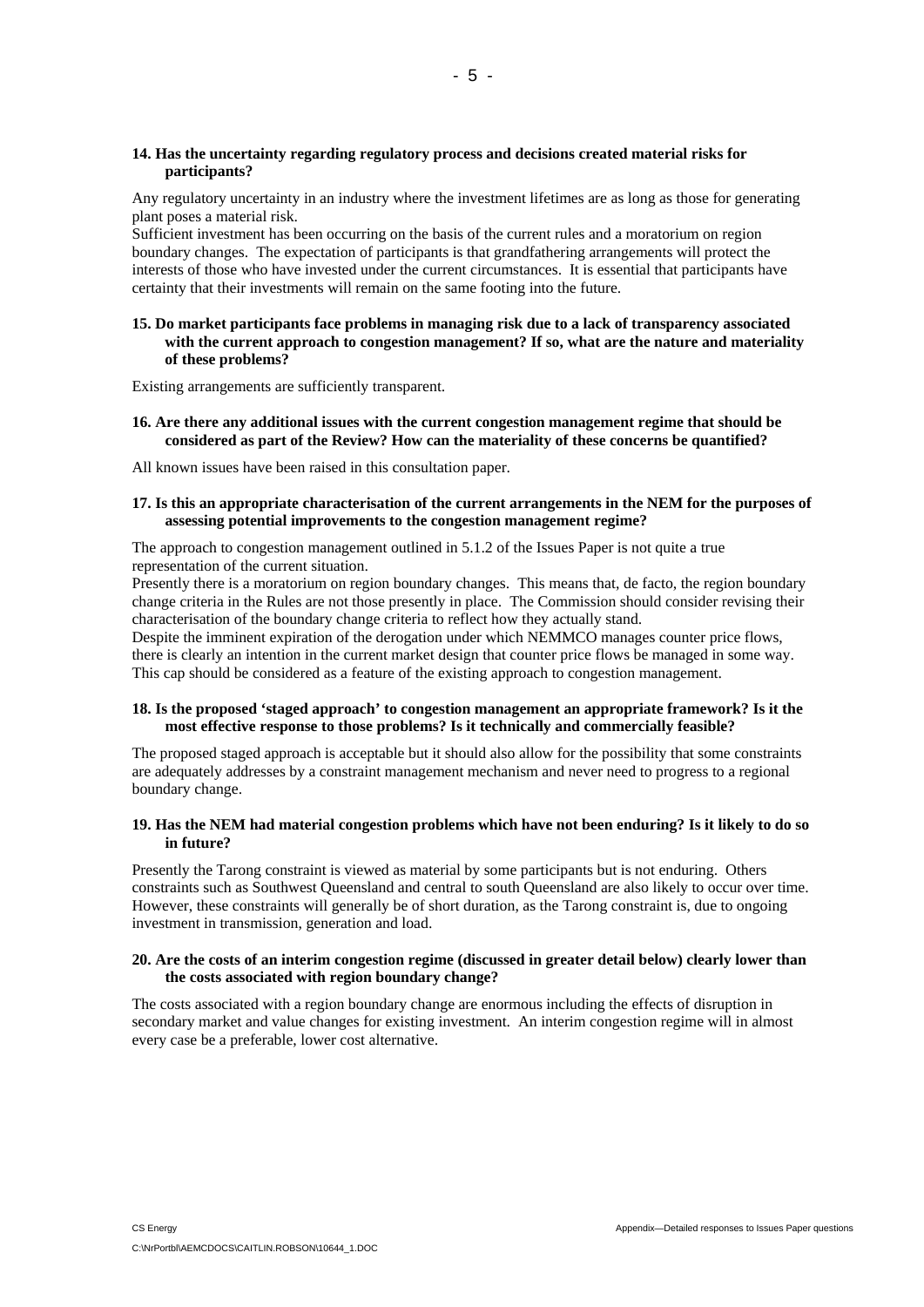**14. Has the uncertainty regarding regulatory process and decisions created material risks for participants?**

Any regulatory uncertainty in an industry where the investment lifetimes are as long as those for generating plant poses a material risk.

Sufficient investment has been occurring on the basis of the current rules and a moratorium on region boundary changes. The expectation of participants is that grandfathering arrangements will protect the interests of those who have invested under the current circumstances. It is essential that participants have certainty that their investments will remain on the same footing into the future.

**15. Do market participants face problems in managing risk due to a lack of transparency associated with the current approach to congestion management? If so, what are the nature and materiality of these problems?**

Existing arrangements are sufficiently transparent.

**16. Are there any additional issues with the current congestion management regime that should be considered as part of the Review? How can the materiality of these concerns be quantified?**

All known issues have been raised in this consultation paper.

**17. Is this an appropriate characterisation of the current arrangements in the NEM for the purposes of assessing potential improvements to the congestion management regime?**

The approach to congestion management outlined in 5.1.2 of the Issues Paper is not quite a true representation of the current situation.

Presently there is a moratorium on region boundary changes. This means that, de facto, the region boundary change criteria in the Rules are not those presently in place. The Commission should consider revising their characterisation of the boundary change criteria to reflect how they actually stand.

Despite the imminent expiration of the derogation under which NEMMCO manages counter price flows, there is clearly an intention in the current market design that counter price flows be managed in some way. This cap should be considered as a feature of the existing approach to congestion management.

**18. Is the proposed 'staged approach' to congestion management an appropriate framework? Is it the most effective response to those problems? Is it technically and commercially feasible?**

The proposed staged approach is acceptable but it should also allow for the possibility that some constraints are adequately addresses by a constraint management mechanism and never need to progress to a regional boundary change.

**19. Has the NEM had material congestion problems which have not been enduring? Is it likely to do so in future?**

Presently the Tarong constraint is viewed as material by some participants but is not enduring. Others constraints such as Southwest Queensland and central to south Queensland are also likely to occur over time. However, these constraints will generally be of short duration, as the Tarong constraint is, due to ongoing investment in transmission, generation and load.

**20. Are the costs of an interim congestion regime (discussed in greater detail below) clearly lower than the costs associated with region boundary change?**

The costs associated with a region boundary change are enormous including the effects of disruption in secondary market and value changes for existing investment. An interim congestion regime will in almost every case be a preferable, lower cost alternative.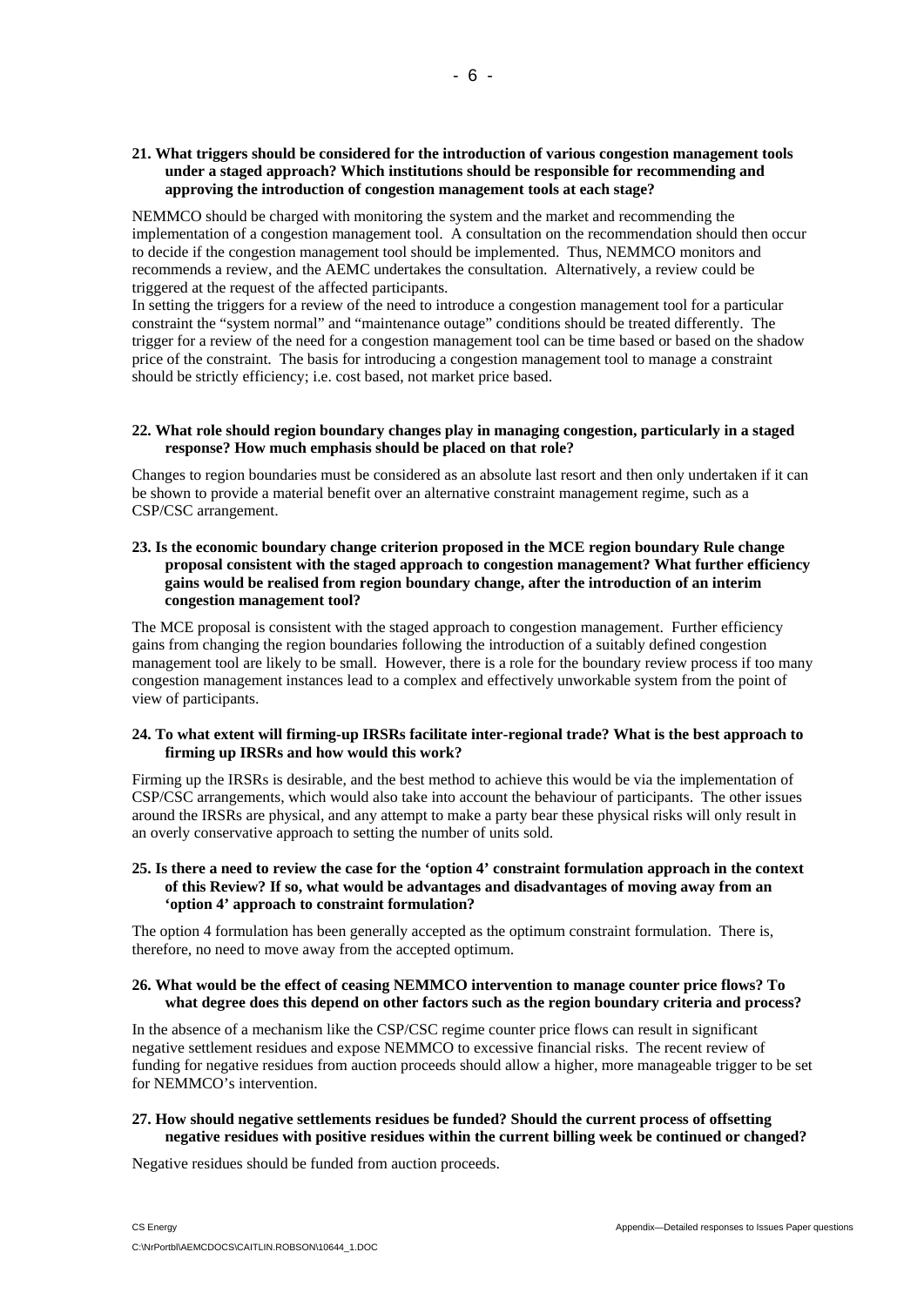**21. What triggers should be considered for the introduction of various congestion management tools under a staged approach? Which institutions should be responsible for recommending and approving the introduction of congestion management tools at each stage?**

NEMMCO should be charged with monitoring the system and the market and recommending the implementation of a congestion management tool. A consultation on the recommendation should then occur to decide if the congestion management tool should be implemented. Thus, NEMMCO monitors and recommends a review, and the AEMC undertakes the consultation. Alternatively, a review could be triggered at the request of the affected participants.

In setting the triggers for a review of the need to introduce a congestion management tool for a particular constraint the "system normal" and "maintenance outage" conditions should be treated differently. The trigger for a review of the need for a congestion management tool can be time based or based on the shadow price of the constraint. The basis for introducing a congestion management tool to manage a constraint should be strictly efficiency; i.e. cost based, not market price based.

**22. What role should region boundary changes play in managing congestion, particularly in a staged response? How much emphasis should be placed on that role?**

Changes to region boundaries must be considered as an absolute last resort and then only undertaken if it can be shown to provide a material benefit over an alternative constraint management regime, such as a CSP/CSC arrangement.

**23. Is the economic boundary change criterion proposed in the MCE region boundary Rule change proposal consistent with the staged approach to congestion management? What further efficiency gains would be realised from region boundary change, after the introduction of an interim congestion management tool?**

The MCE proposal is consistent with the staged approach to congestion management. Further efficiency gains from changing the region boundaries following the introduction of a suitably defined congestion management tool are likely to be small. However, there is a role for the boundary review process if too many congestion management instances lead to a complex and effectively unworkable system from the point of view of participants.

**24. To what extent will firming-up IRSRs facilitate inter-regional trade? What is the best approach to firming up IRSRs and how would this work?**

Firming up the IRSRs is desirable, and the best method to achieve this would be via the implementation of CSP/CSC arrangements, which would also take into account the behaviour of participants. The other issues around the IRSRs are physical, and any attempt to make a party bear these physical risks will only result in an overly conservative approach to setting the number of units sold.

**25. Is there a need to review the case for the 'option 4' constraint formulation approach in the context of this Review? If so, what would be advantages and disadvantages of moving away from an 'option 4' approach to constraint formulation?**

The option 4 formulation has been generally accepted as the optimum constraint formulation. There is, therefore, no need to move away from the accepted optimum.

**26. What would be the effect of ceasing NEMMCO intervention to manage counter price flows? To what degree does this depend on other factors such as the region boundary criteria and process?**

In the absence of a mechanism like the CSP/CSC regime counter price flows can result in significant negative settlement residues and expose NEMMCO to excessive financial risks. The recent review of funding for negative residues from auction proceeds should allow a higher, more manageable trigger to be set for NEMMCO's intervention.

**27. How should negative settlements residues be funded? Should the current process of offsetting negative residues with positive residues within the current billing week be continued or changed?**

Negative residues should be funded from auction proceeds.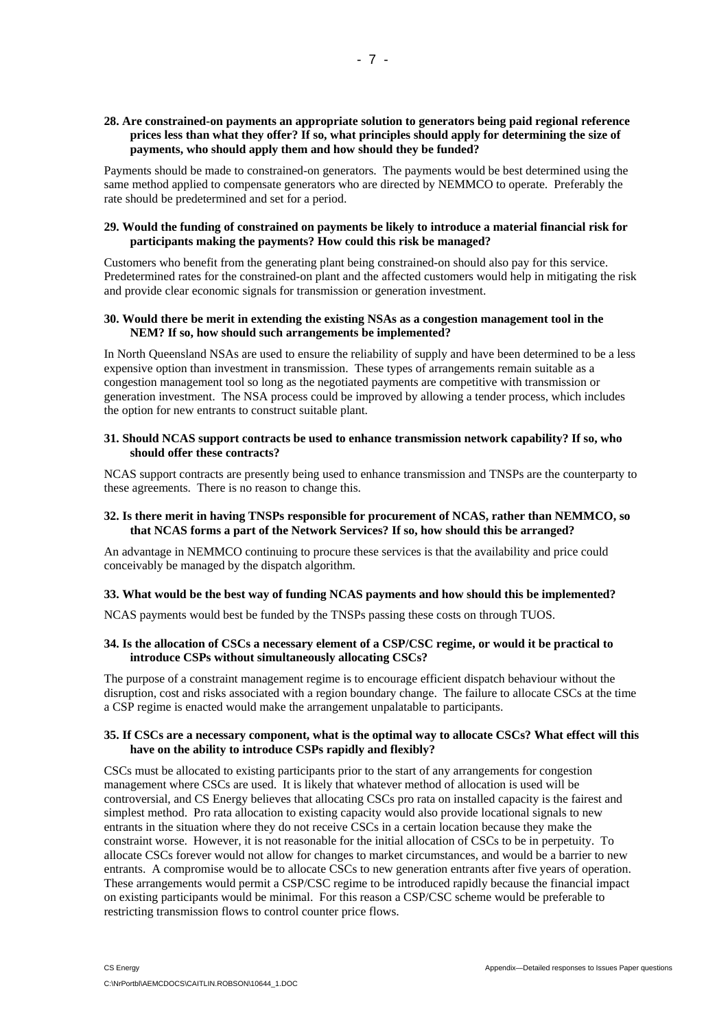**28. Are constrained-on payments an appropriate solution to generators being paid regional reference prices less than what they offer? If so, what principles should apply for determining the size of payments, who should apply them and how should they be funded?**

Payments should be made to constrained-on generators. The payments would be best determined using the same method applied to compensate generators who are directed by NEMMCO to operate. Preferably the rate should be predetermined and set for a period.

**29. Would the funding of constrained on payments be likely to introduce a material financial risk for participants making the payments? How could this risk be managed?**

Customers who benefit from the generating plant being constrained-on should also pay for this service. Predetermined rates for the constrained-on plant and the affected customers would help in mitigating the risk and provide clear economic signals for transmission or generation investment.

**30. Would there be merit in extending the existing NSAs as a congestion management tool in the NEM? If so, how should such arrangements be implemented?**

In North Queensland NSAs are used to ensure the reliability of supply and have been determined to be a less expensive option than investment in transmission. These types of arrangements remain suitable as a congestion management tool so long as the negotiated payments are competitive with transmission or generation investment. The NSA process could be improved by allowing a tender process, which includes the option for new entrants to construct suitable plant.

**31. Should NCAS support contracts be used to enhance transmission network capability? If so, who should offer these contracts?**

NCAS support contracts are presently being used to enhance transmission and TNSPs are the counterparty to these agreements. There is no reason to change this.

**32. Is there merit in having TNSPs responsible for procurement of NCAS, rather than NEMMCO, so that NCAS forms a part of the Network Services? If so, how should this be arranged?**

An advantage in NEMMCO continuing to procure these services is that the availability and price could conceivably be managed by the dispatch algorithm.

**33. What would be the best way of funding NCAS payments and how should this be implemented?**

NCAS payments would best be funded by the TNSPs passing these costs on through TUOS.

**34. Is the allocation of CSCs a necessary element of a CSP/CSC regime, or would it be practical to introduce CSPs without simultaneously allocating CSCs?**

The purpose of a constraint management regime is to encourage efficient dispatch behaviour without the disruption, cost and risks associated with a region boundary change. The failure to allocate CSCs at the time a CSP regime is enacted would make the arrangement unpalatable to participants.

**35. If CSCs are a necessary component, what is the optimal way to allocate CSCs? What effect will this have on the ability to introduce CSPs rapidly and flexibly?**

CSCs must be allocated to existing participants prior to the start of any arrangements for congestion management where CSCs are used. It is likely that whatever method of allocation is used will be controversial, and CS Energy believes that allocating CSCs pro rata on installed capacity is the fairest and simplest method. Pro rata allocation to existing capacity would also provide locational signals to new entrants in the situation where they do not receive CSCs in a certain location because they make the constraint worse. However, it is not reasonable for the initial allocation of CSCs to be in perpetuity. To allocate CSCs forever would not allow for changes to market circumstances, and would be a barrier to new entrants. A compromise would be to allocate CSCs to new generation entrants after five years of operation. These arrangements would permit a CSP/CSC regime to be introduced rapidly because the financial impact on existing participants would be minimal. For this reason a CSP/CSC scheme would be preferable to restricting transmission flows to control counter price flows.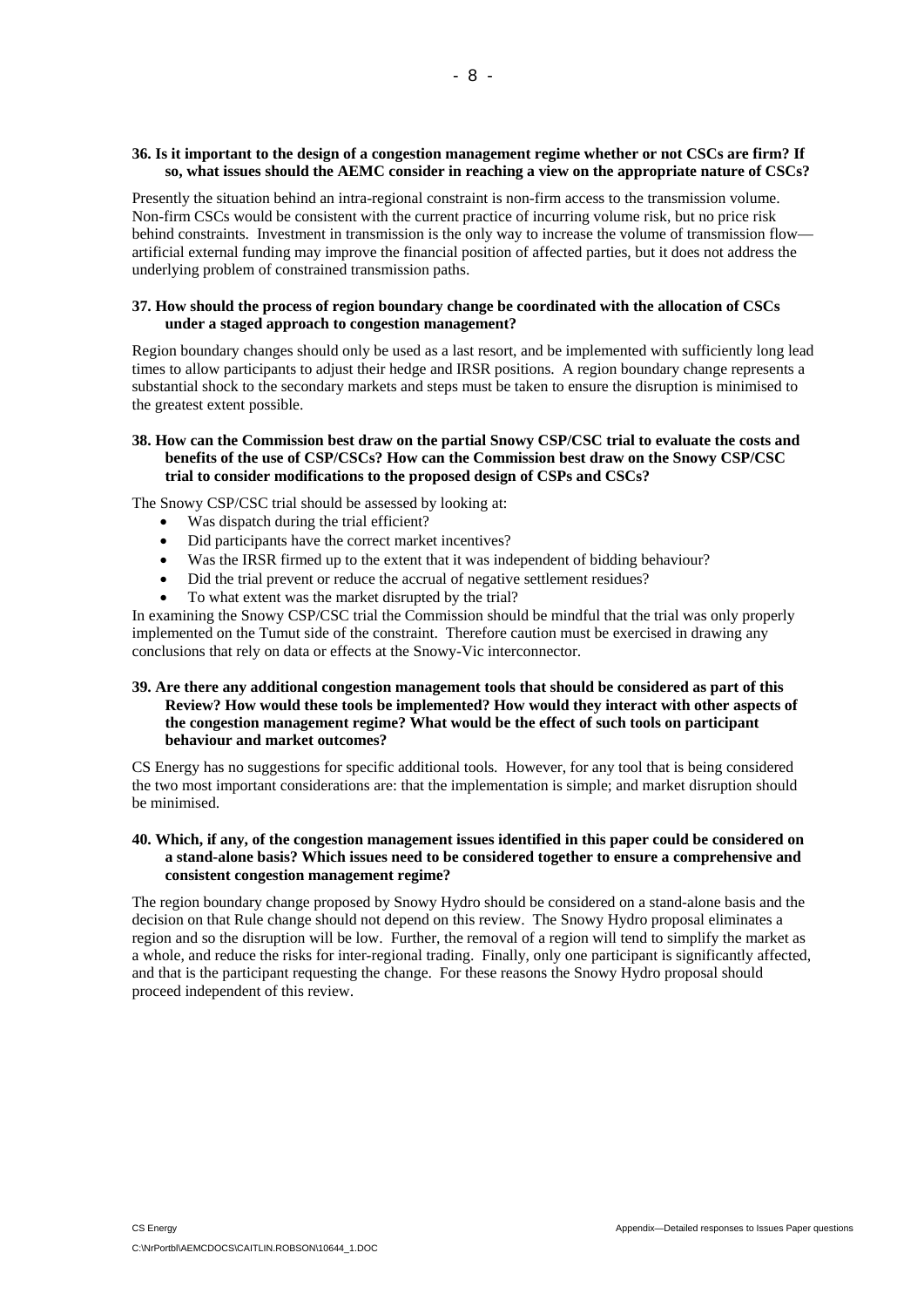**36. Is it important to the design of a congestion management regime whether or not CSCs are firm? If so, what issues should the AEMC consider in reaching a view on the appropriate nature of CSCs?**

Presently the situation behind an intra-regional constraint is non-firm access to the transmission volume. Non-firm CSCs would be consistent with the current practice of incurring volume risk, but no price risk behind constraints. Investment in transmission is the only way to increase the volume of transmission flow—artificial external funding may improve the financial position of affected parties, but it does not address the underlying problem of constrained transmission paths.

**37. How should the process of region boundary change be coordinated with the allocation of CSCs under a staged approach to congestion management?**

Region boundary changes should only be used as a last resort, and be implemented with sufficiently long lead times to allow participants to adjust their hedge and IRSR positions. A region boundary change represents a substantial shock to the secondary markets and steps must be taken to ensure the disruption is minimised to the greatest extent possible.

**38. How can the Commission best draw on the partial Snowy CSP/CSC trial to evaluate the costs and benefits of the use of CSP/CSCs? How can the Commission best draw on the Snowy CSP/CSC trial to consider modifications to the proposed design of CSPs and CSCs?**

The Snowy CSP/CSC trial should be assessed by looking at:

- Was dispatch during the trial efficient?
- Did participants have the correct market incentives?
- Was the IRSR firmed up to the extent that it was independent of bidding behaviour?
- Did the trial prevent or reduce the accrual of negative settlement residues?
- To what extent was the market disrupted by the trial?

In examining the Snowy CSP/CSC trial the Commission should be mindful that the trial was only properly implemented on the Tumut side of the constraint. Therefore caution must be exercised in drawing any conclusions that rely on data or effects at the Snowy-Vic interconnector.

**39. Are there any additional congestion management tools that should be considered as part of this Review? How would these tools be implemented? How would they interact with other aspects of the congestion management regime? What would be the effect of such tools on participant behaviour and market outcomes?**

CS Energy has no suggestions for specific additional tools. However, for any tool that is being considered the two most important considerations are: that the implementation is simple; and market disruption should be minimised.

**40. Which, if any, of the congestion management issues identified in this paper could be considered on a stand-alone basis? Which issues need to be considered together to ensure a comprehensive and consistent congestion management regime?**

The region boundary change proposed by Snowy Hydro should be considered on a stand-alone basis and the decision on that Rule change should not depend on this review. The Snowy Hydro proposal eliminates a region and so the disruption will be low. Further, the removal of a region will tend to simplify the market as a whole, and reduce the risks for inter-regional trading. Finally, only one participant is significantly affected, and that is the participant requesting the change. For these reasons the Snowy Hydro proposal should proceed independent of this review.